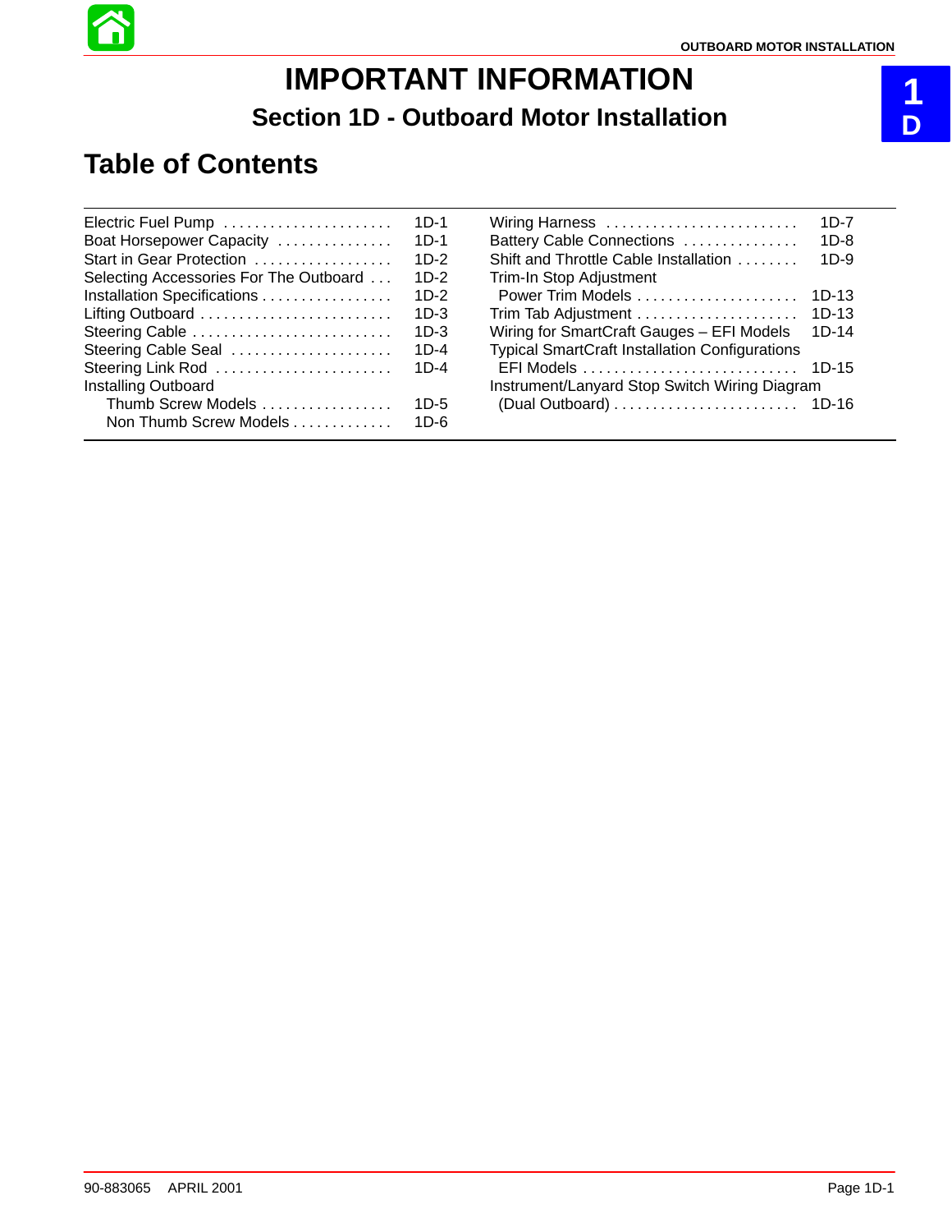# IMPORTANT INFORMATION

## Section 1D - Outboard Motor Installation

## Table of Contents

| | |
|---|---|
| Electric Fuel Pump | 1D-1 |
| Boat Horsepower Capacity | 1D-1 |
| Start in Gear Protection | 1D-2 |
| Selecting Accessories For The Outboard | 1D-2 |
| Installation Specifications | 1D-2 |
| Lifting Outboard | 1D-3 |
| Steering Cable | 1D-3 |
| Steering Cable Seal | 1D-4 |
| Steering Link Rod | 1D-4 |
| Installing Outboard | |
| Thumb Screw Models | 1D-5 |
| Non Thumb Screw Models | 1D-6 |
| Wiring Harness | 1D-7 |
| Battery Cable Connections | 1D-8 |
| Shift and Throttle Cable Installation | 1D-9 |
| Trim-In Stop Adjustment | |
| Power Trim Models | 1D-13 |
| Trim Tab Adjustment | 1D-13 |
| Wiring for SmartCraft Gauges – EFI Models | 1D-14 |
| Typical SmartCraft Installation Configurations | |
| EFI Models | 1D-15 |
| Instrument/Lanyard Stop Switch Wiring Diagram | |
| (Dual Outboard) | 1D-16 |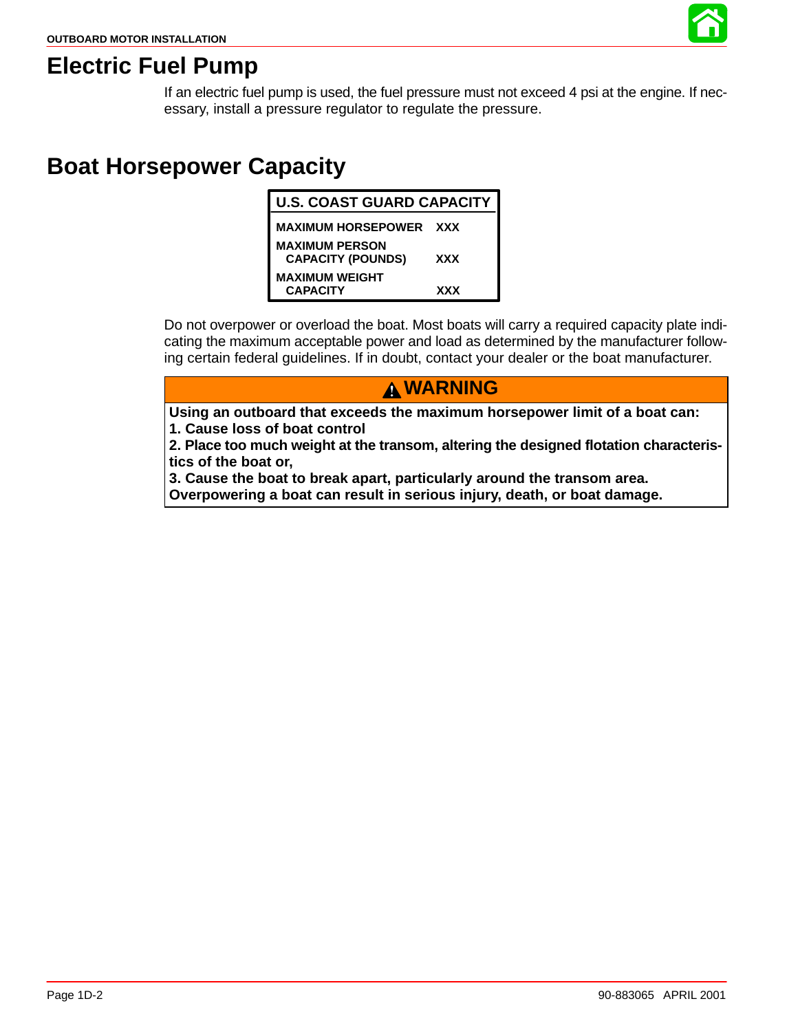## Electric Fuel Pump

If an electric fuel pump is used, the fuel pressure must not exceed 4 psi at the engine. If necessary, install a pressure regulator to regulate the pressure.

## Boat Horsepower Capacity

| U.S. COAST GUARD CAPACITY | |
|---|---|
| MAXIMUM HORSEPOWER | XXX |
| MAXIMUM PERSON CAPACITY (POUNDS) | XXX |
| MAXIMUM WEIGHT CAPACITY | XXX |

Do not overpower or overload the boat. Most boats will carry a required capacity plate indicating the maximum acceptable power and load as determined by the manufacturer following certain federal guidelines. If in doubt, contact your dealer or the boat manufacturer.

**WARNING**

**Using an outboard that exceeds the maximum horsepower limit of a boat can:**
**1. Cause loss of boat control**
**2. Place too much weight at the transom, altering the designed flotation characteristics of the boat or,**
**3. Cause the boat to break apart, particularly around the transom area.**
**Overpowering a boat can result in serious injury, death, or boat damage.**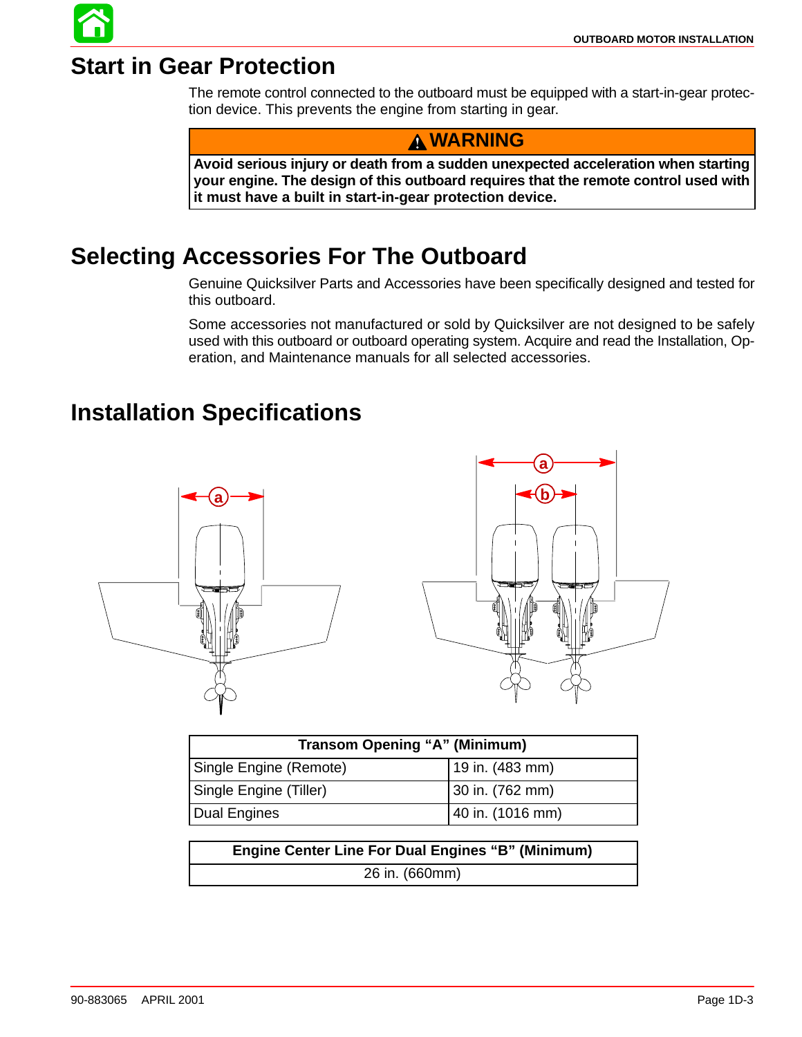# Start in Gear Protection

The remote control connected to the outboard must be equipped with a start-in-gear protection device. This prevents the engine from starting in gear.

**⚠ WARNING**

**Avoid serious injury or death from a sudden unexpected acceleration when starting your engine. The design of this outboard requires that the remote control used with it must have a built in start-in-gear protection device.**

# Selecting Accessories For The Outboard

Genuine Quicksilver Parts and Accessories have been specifically designed and tested for this outboard.

Some accessories not manufactured or sold by Quicksilver are not designed to be safely used with this outboard or outboard operating system. Acquire and read the Installation, Operation, and Maintenance manuals for all selected accessories.

# Installation Specifications

| Transom Opening "A" (Minimum) | |
|---|---|
| Single Engine (Remote) | 19 in. (483 mm) |
| Single Engine (Tiller) | 30 in. (762 mm) |
| Dual Engines | 40 in. (1016 mm) |

| Engine Center Line For Dual Engines "B" (Minimum) |
|---|
| 26 in. (660mm) |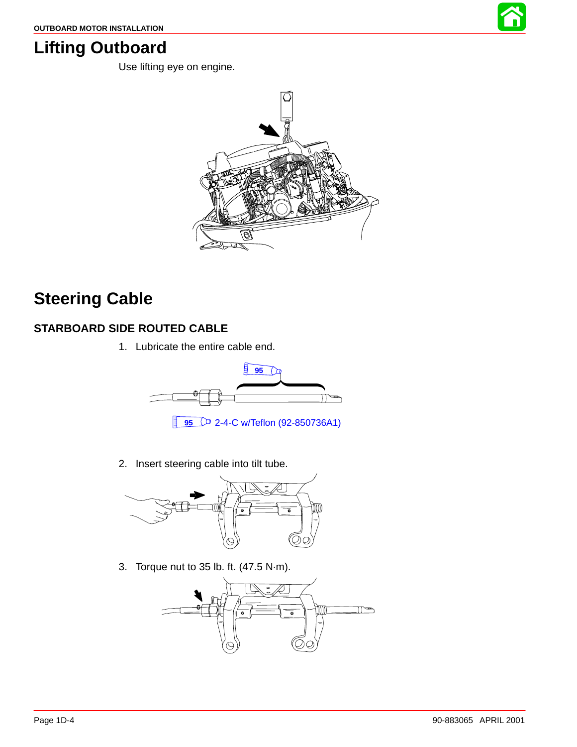# Lifting Outboard

Use lifting eye on engine.

# Steering Cable

## STARBOARD SIDE ROUTED CABLE

1. Lubricate the entire cable end.

95 2-4-C w/Teflon (92-850736A1)

2. Insert steering cable into tilt tube.

3. Torque nut to 35 lb. ft. (47.5 N·m).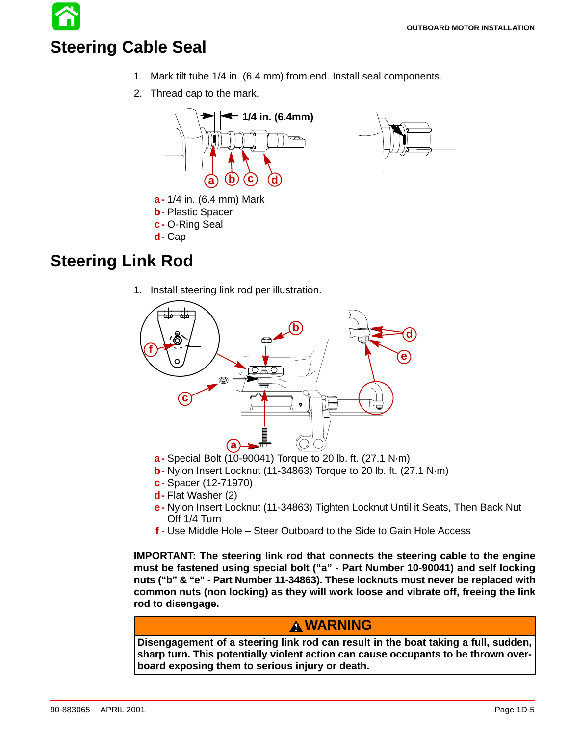# Steering Cable Seal

1. Mark tilt tube 1/4 in. (6.4 mm) from end. Install seal components.
2. Thread cap to the mark.

**a -** 1/4 in. (6.4 mm) Mark
**b -** Plastic Spacer
**c -** O-Ring Seal
**d -** Cap

# Steering Link Rod

1. Install steering link rod per illustration.

**a -** Special Bolt (10-90041) Torque to 20 lb. ft. (27.1 N·m)
**b -** Nylon Insert Locknut (11-34863) Torque to 20 lb. ft. (27.1 N·m)
**c -** Spacer (12-71970)
**d -** Flat Washer (2)
**e -** Nylon Insert Locknut (11-34863) Tighten Locknut Until it Seats, Then Back Nut Off 1/4 Turn
**f -** Use Middle Hole – Steer Outboard to the Side to Gain Hole Access

**IMPORTANT: The steering link rod that connects the steering cable to the engine must be fastened using special bolt ("a" - Part Number 10-90041) and self locking nuts ("b" & "e" - Part Number 11-34863). These locknuts must never be replaced with common nuts (non locking) as they will work loose and vibrate off, freeing the link rod to disengage.**

**⚠ WARNING**

**Disengagement of a steering link rod can result in the boat taking a full, sudden, sharp turn. This potentially violent action can cause occupants to be thrown overboard exposing them to serious injury or death.**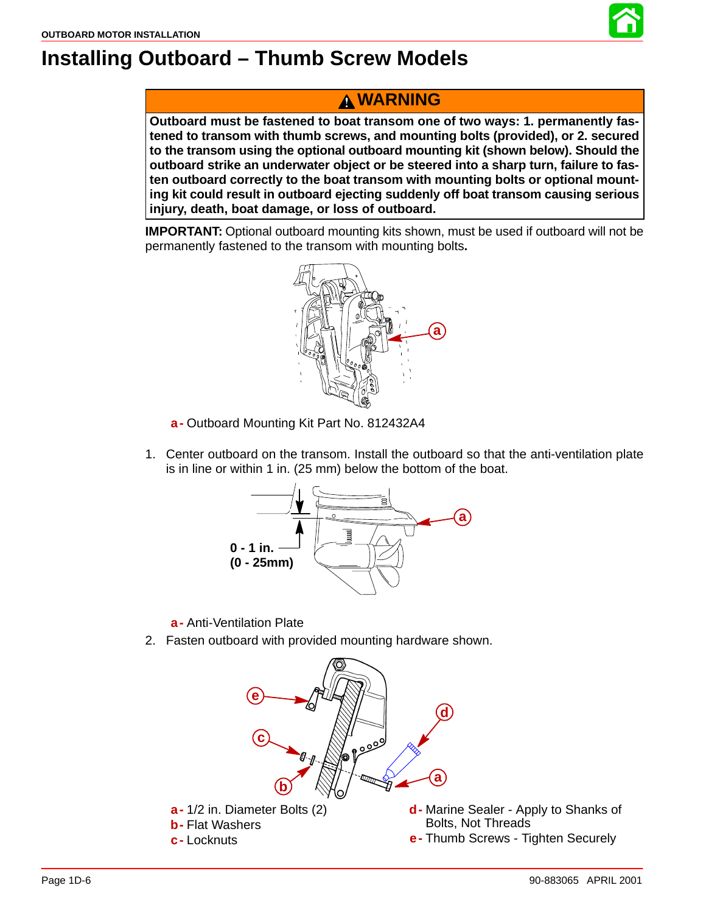# Installing Outboard – Thumb Screw Models

**⚠ WARNING**

**Outboard must be fastened to boat transom one of two ways: 1. permanently fastened to transom with thumb screws, and mounting bolts (provided), or 2. secured to the transom using the optional outboard mounting kit (shown below). Should the outboard strike an underwater object or be steered into a sharp turn, failure to fasten outboard correctly to the boat transom with mounting bolts or optional mounting kit could result in outboard ejecting suddenly off boat transom causing serious injury, death, boat damage, or loss of outboard.**

**IMPORTANT:** Optional outboard mounting kits shown, must be used if outboard will not be permanently fastened to the transom with mounting bolts**.**

**a -** Outboard Mounting Kit Part No. 812432A4

1. Center outboard on the transom. Install the outboard so that the anti-ventilation plate is in line or within 1 in. (25 mm) below the bottom of the boat.

**0 - 1 in.**
**(0 - 25mm)**

**a -** Anti-Ventilation Plate

2. Fasten outboard with provided mounting hardware shown.

**a -** 1/2 in. Diameter Bolts (2)
**b -** Flat Washers
**c -** Locknuts
**d -** Marine Sealer - Apply to Shanks of Bolts, Not Threads
**e -** Thumb Screws - Tighten Securely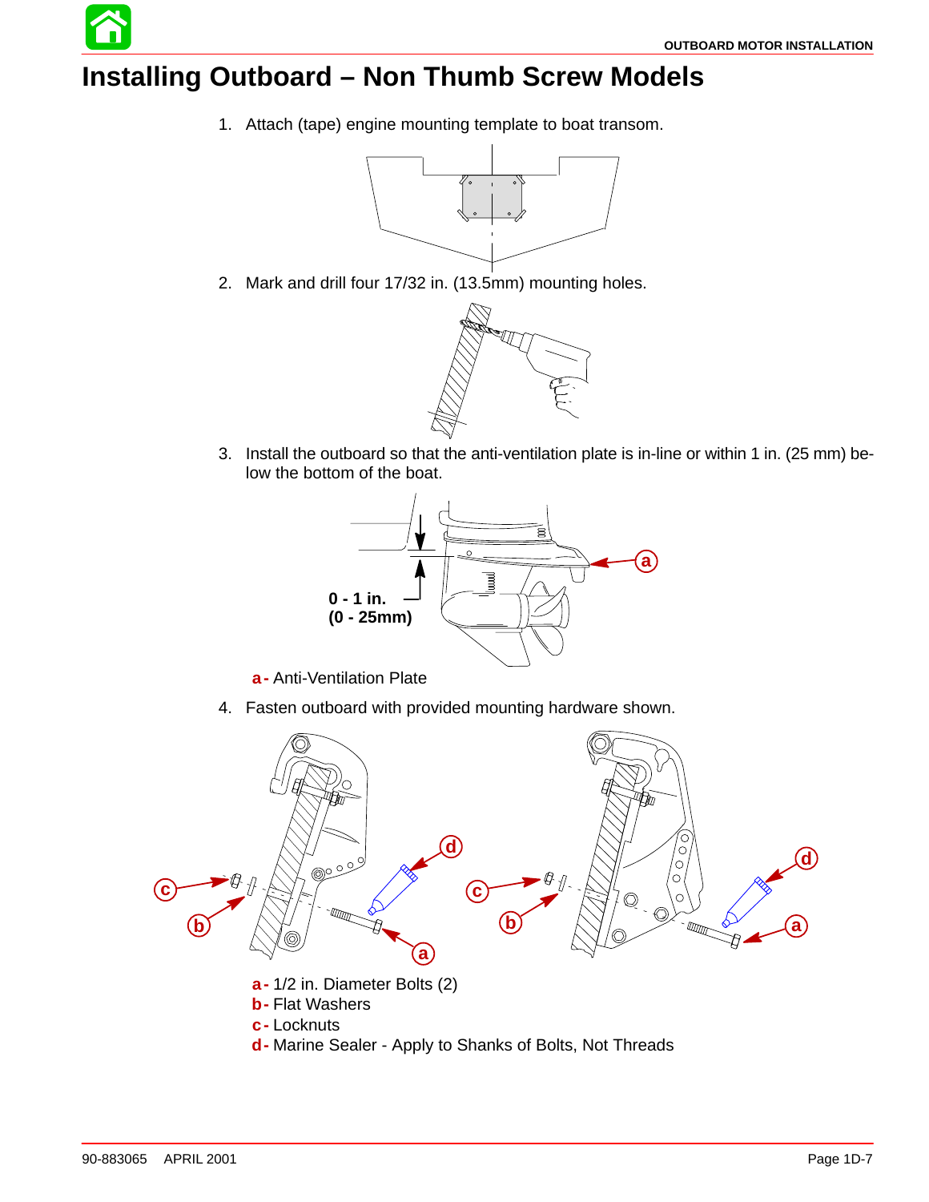# Installing Outboard – Non Thumb Screw Models

1. Attach (tape) engine mounting template to boat transom.

2. Mark and drill four 17/32 in. (13.5mm) mounting holes.

3. Install the outboard so that the anti-ventilation plate is in-line or within 1 in. (25 mm) below the bottom of the boat.

0 - 1 in.
(0 - 25mm)

**a -** Anti-Ventilation Plate

4. Fasten outboard with provided mounting hardware shown.

**a -** 1/2 in. Diameter Bolts (2)
**b -** Flat Washers
**c -** Locknuts
**d -** Marine Sealer - Apply to Shanks of Bolts, Not Threads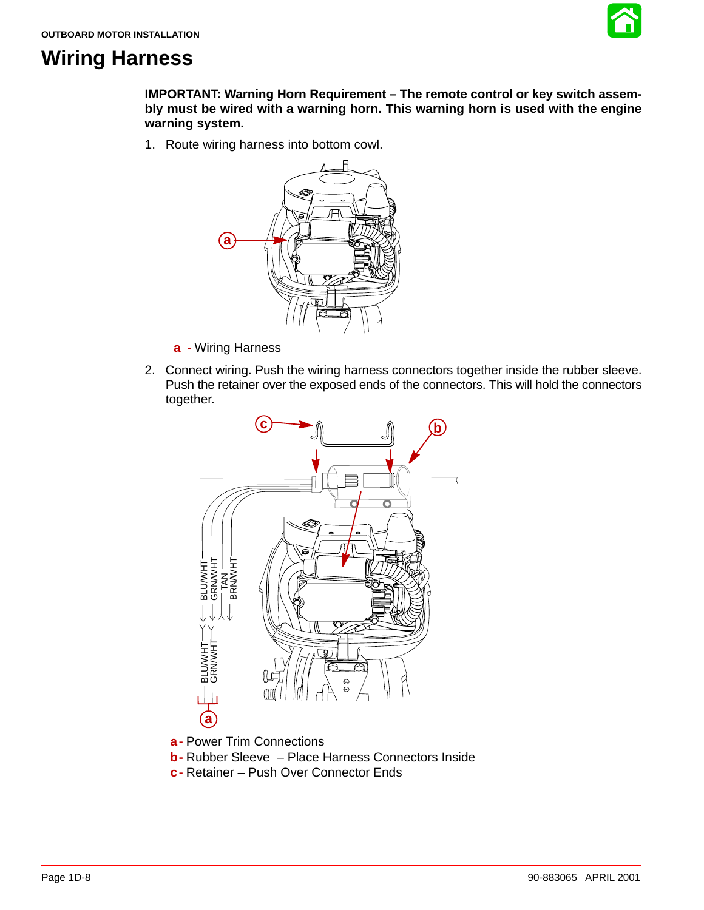# Wiring Harness

**IMPORTANT: Warning Horn Requirement – The remote control or key switch assembly must be wired with a warning horn. This warning horn is used with the engine warning system.**

1. Route wiring harness into bottom cowl.

**a** - Wiring Harness

2. Connect wiring. Push the wiring harness connectors together inside the rubber sleeve. Push the retainer over the exposed ends of the connectors. This will hold the connectors together.

BLU/WHT
GRN/WHT
TAN
BRN/WHT

BLU/WHT
GRN/WHT

**a -** Power Trim Connections
**b -** Rubber Sleeve – Place Harness Connectors Inside
**c -** Retainer – Push Over Connector Ends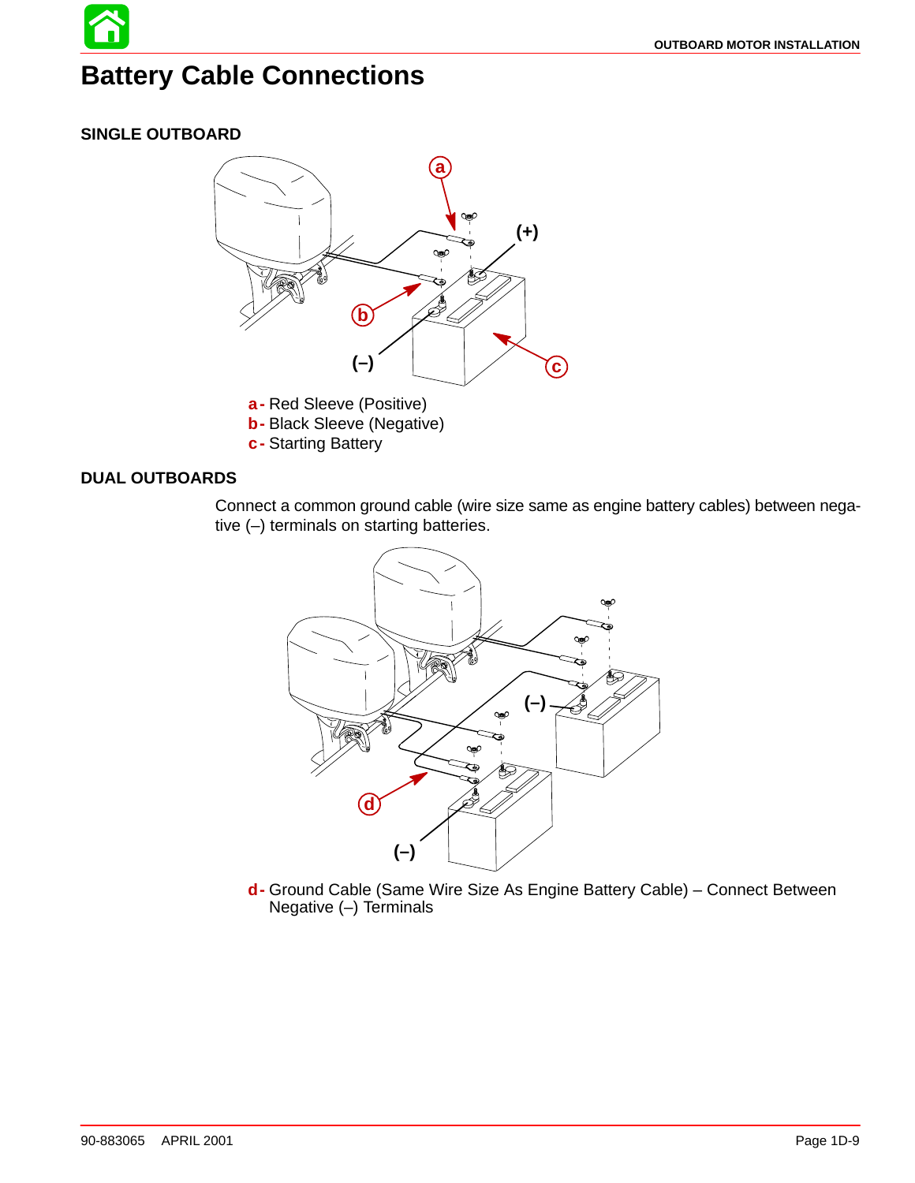# Battery Cable Connections

## SINGLE OUTBOARD

a - Red Sleeve (Positive)
b - Black Sleeve (Negative)
c - Starting Battery

## DUAL OUTBOARDS

Connect a common ground cable (wire size same as engine battery cables) between negative (–) terminals on starting batteries.

d - Ground Cable (Same Wire Size As Engine Battery Cable) – Connect Between Negative (–) Terminals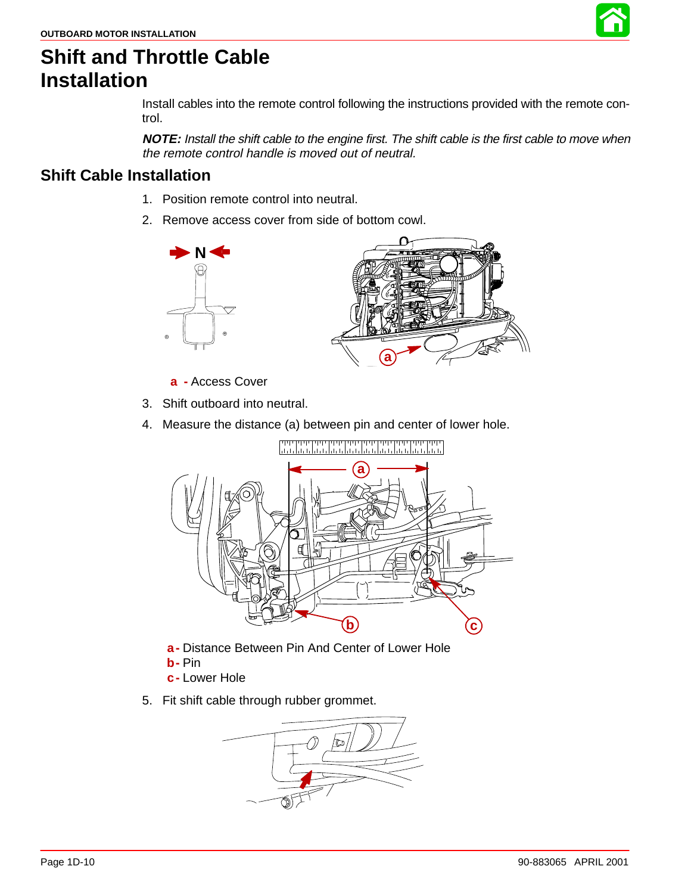# Shift and Throttle Cable Installation

Install cables into the remote control following the instructions provided with the remote control.

***NOTE:** Install the shift cable to the engine first. The shift cable is the first cable to move when the remote control handle is moved out of neutral.*

## Shift Cable Installation

1. Position remote control into neutral.
2. Remove access cover from side of bottom cowl.

**a** - Access Cover

3. Shift outboard into neutral.
4. Measure the distance (a) between pin and center of lower hole.

**a** - Distance Between Pin And Center of Lower Hole
**b** - Pin
**c** - Lower Hole

5. Fit shift cable through rubber grommet.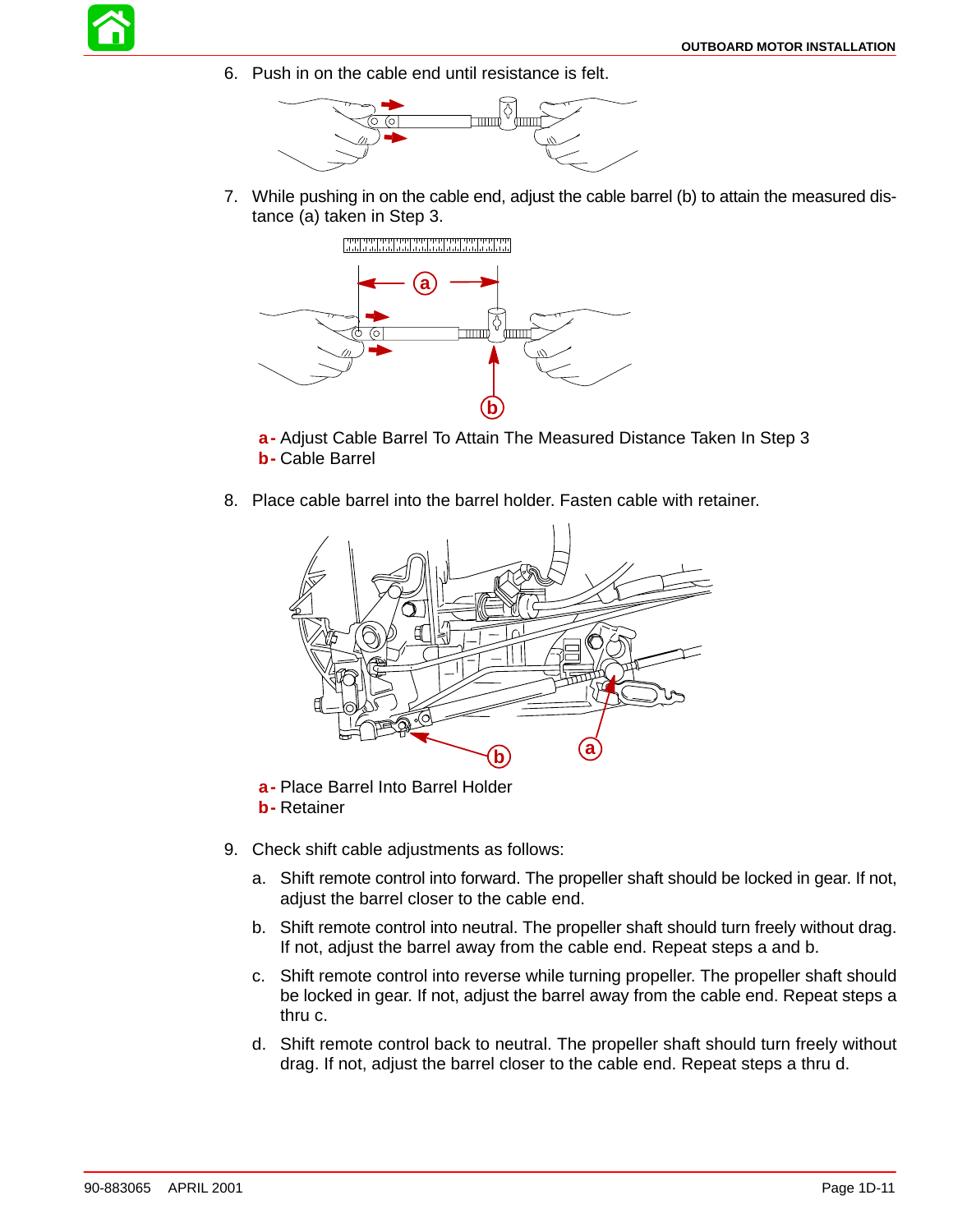6. Push in on the cable end until resistance is felt.

7. While pushing in on the cable end, adjust the cable barrel (b) to attain the measured distance (a) taken in Step 3.

**a -** Adjust Cable Barrel To Attain The Measured Distance Taken In Step 3
**b -** Cable Barrel

8. Place cable barrel into the barrel holder. Fasten cable with retainer.

**a -** Place Barrel Into Barrel Holder
**b -** Retainer

9. Check shift cable adjustments as follows:

   a. Shift remote control into forward. The propeller shaft should be locked in gear. If not, adjust the barrel closer to the cable end.

   b. Shift remote control into neutral. The propeller shaft should turn freely without drag. If not, adjust the barrel away from the cable end. Repeat steps a and b.

   c. Shift remote control into reverse while turning propeller. The propeller shaft should be locked in gear. If not, adjust the barrel away from the cable end. Repeat steps a thru c.

   d. Shift remote control back to neutral. The propeller shaft should turn freely without drag. If not, adjust the barrel closer to the cable end. Repeat steps a thru d.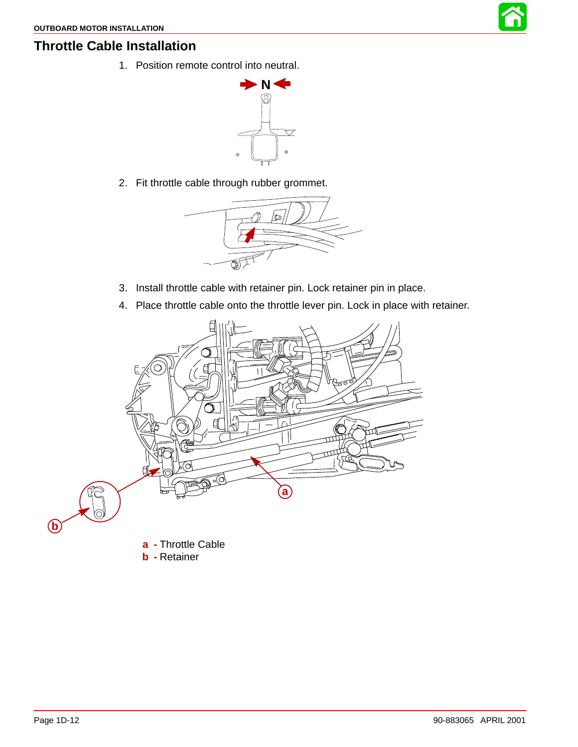## Throttle Cable Installation

1. Position remote control into neutral.

2. Fit throttle cable through rubber grommet.

3. Install throttle cable with retainer pin. Lock retainer pin in place.

4. Place throttle cable onto the throttle lever pin. Lock in place with retainer.

**a** - Throttle Cable
**b** - Retainer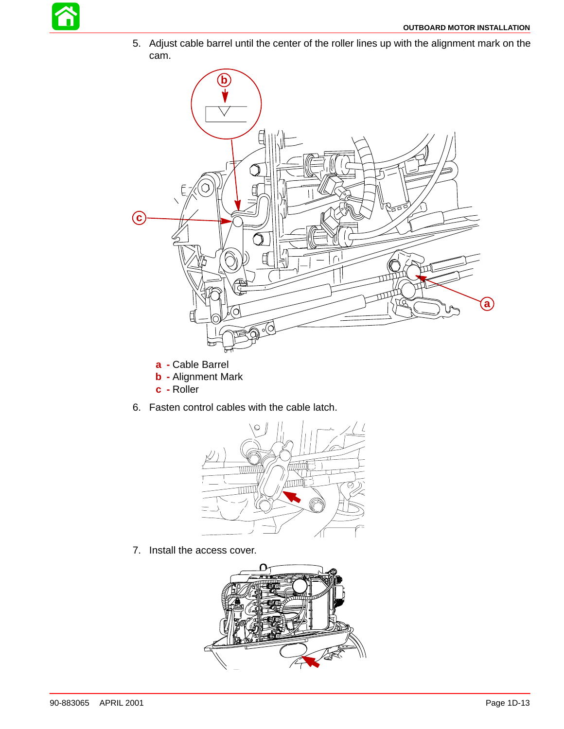5. Adjust cable barrel until the center of the roller lines up with the alignment mark on the cam.

**a** - Cable Barrel
**b** - Alignment Mark
**c** - Roller

6. Fasten control cables with the cable latch.

7. Install the access cover.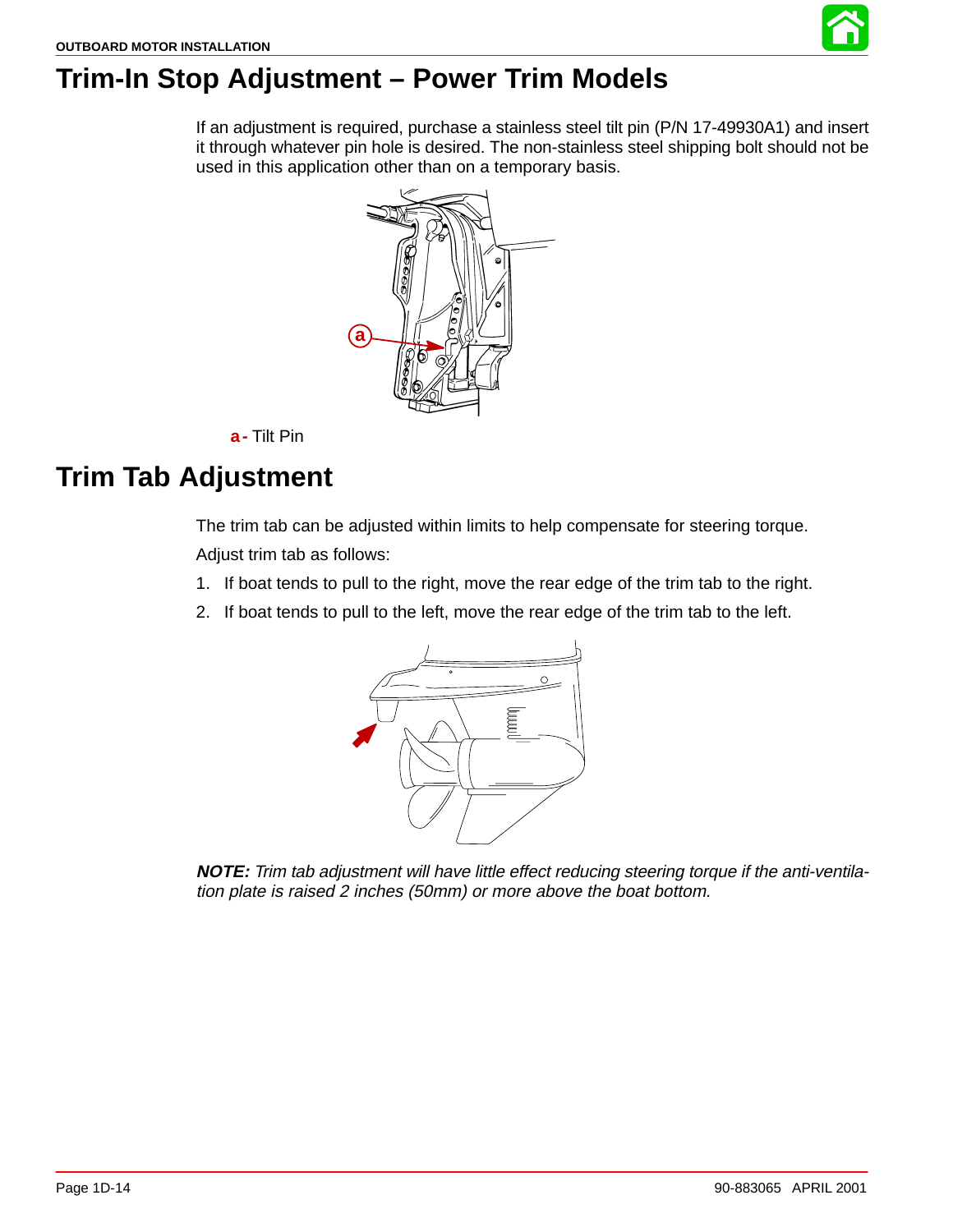# Trim-In Stop Adjustment – Power Trim Models

If an adjustment is required, purchase a stainless steel tilt pin (P/N 17-49930A1) and insert it through whatever pin hole is desired. The non-stainless steel shipping bolt should not be used in this application other than on a temporary basis.

**a -** Tilt Pin

# Trim Tab Adjustment

The trim tab can be adjusted within limits to help compensate for steering torque.

Adjust trim tab as follows:

1. If boat tends to pull to the right, move the rear edge of the trim tab to the right.
2. If boat tends to pull to the left, move the rear edge of the trim tab to the left.

***NOTE:*** *Trim tab adjustment will have little effect reducing steering torque if the anti-ventilation plate is raised 2 inches (50mm) or more above the boat bottom.*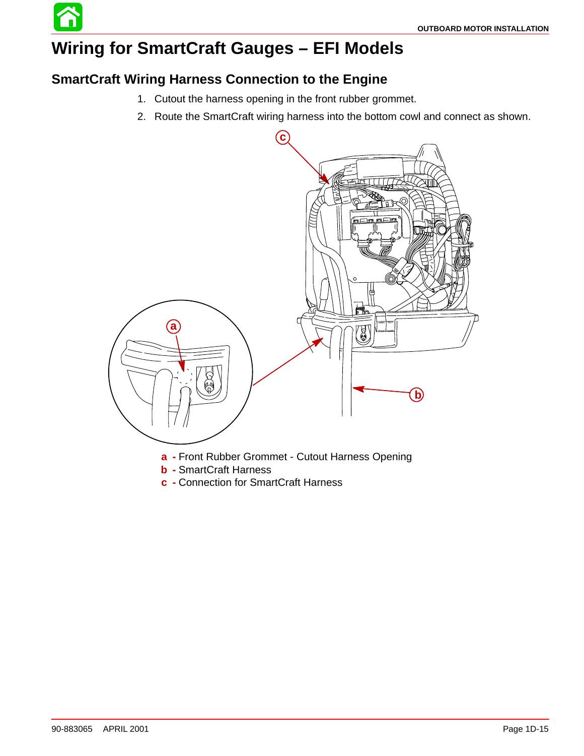# Wiring for SmartCraft Gauges – EFI Models

## SmartCraft Wiring Harness Connection to the Engine

1. Cutout the harness opening in the front rubber grommet.
2. Route the SmartCraft wiring harness into the bottom cowl and connect as shown.

**a** - Front Rubber Grommet - Cutout Harness Opening
**b** - SmartCraft Harness
**c** - Connection for SmartCraft Harness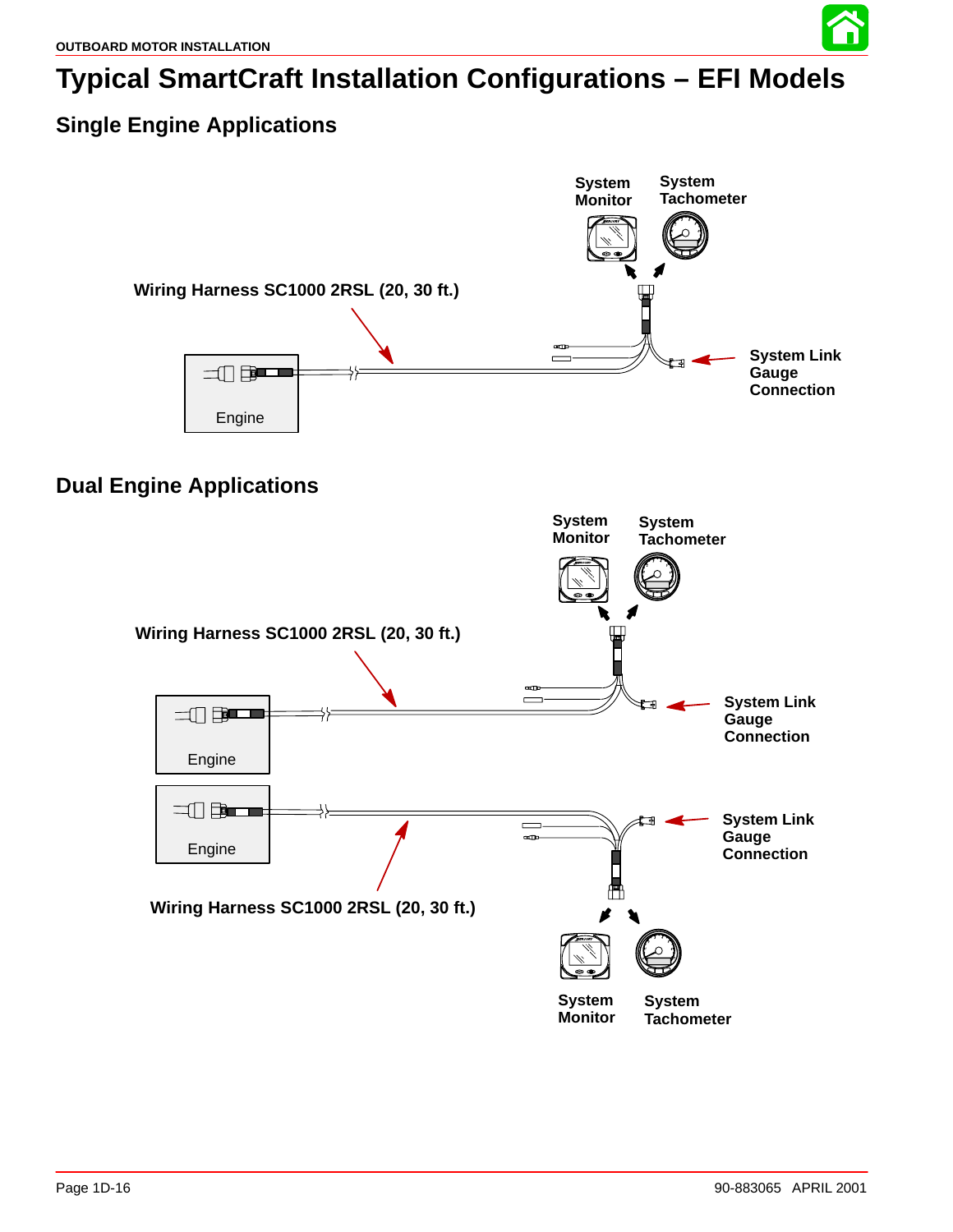# Typical SmartCraft Installation Configurations – EFI Models

## Single Engine Applications

System Monitor

System Tachometer

Wiring Harness SC1000 2RSL (20, 30 ft.)

System Link Gauge Connection

Engine

## Dual Engine Applications

System Monitor

System Tachometer

Wiring Harness SC1000 2RSL (20, 30 ft.)

System Link Gauge Connection

Engine

Engine

System Link Gauge Connection

Wiring Harness SC1000 2RSL (20, 30 ft.)

System Monitor

System Tachometer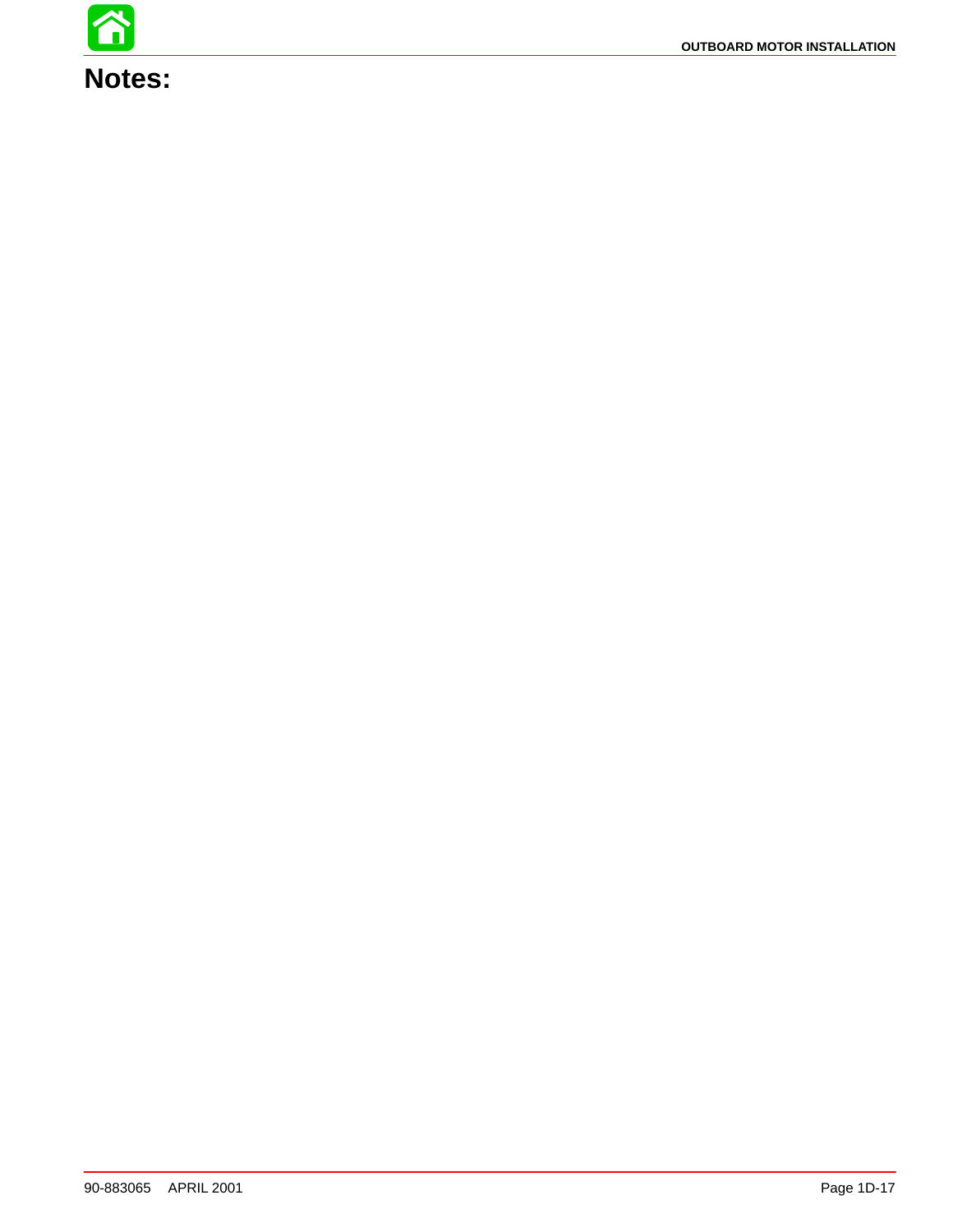# Notes: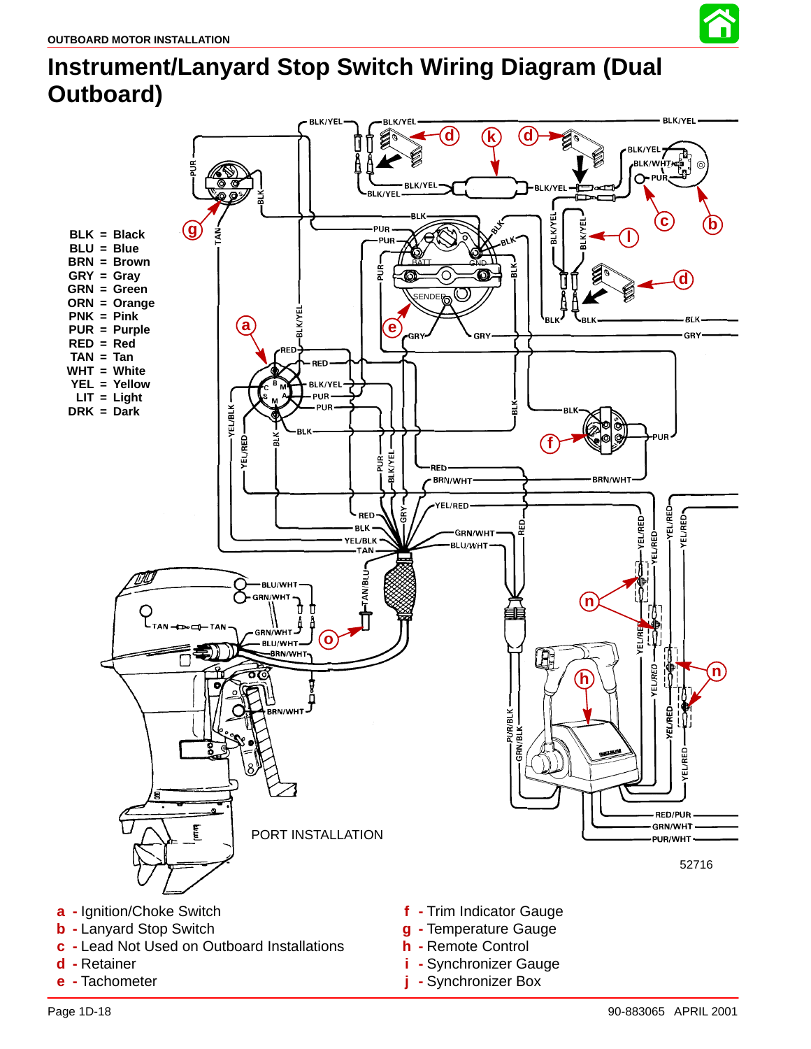# Instrument/Lanyard Stop Switch Wiring Diagram (Dual Outboard)

BLK = Black
BLU = Blue
BRN = Brown
GRY = Gray
GRN = Green
ORN = Orange
PNK = Pink
PUR = Purple
RED = Red
TAN = Tan
WHT = White
YEL = Yellow
LIT = Light
DRK = Dark

PORT INSTALLATION

52716

- **a** - Ignition/Choke Switch
- **b** - Lanyard Stop Switch
- **c** - Lead Not Used on Outboard Installations
- **d** - Retainer
- **e** - Tachometer
- **f** - Trim Indicator Gauge
- **g** - Temperature Gauge
- **h** - Remote Control
- **i** - Synchronizer Gauge
- **j** - Synchronizer Box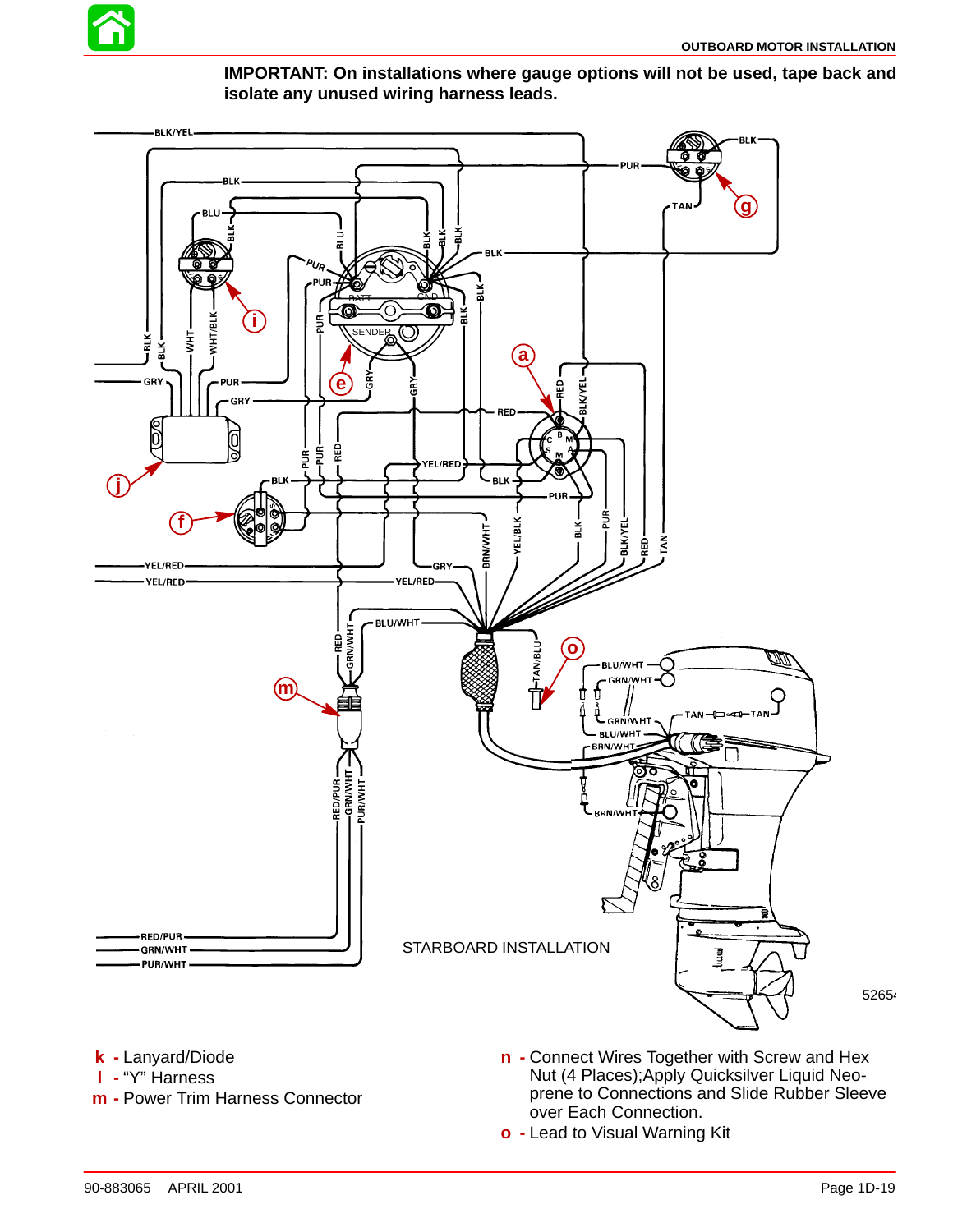**IMPORTANT: On installations where gauge options will not be used, tape back and isolate any unused wiring harness leads.**

BLK/YEL
BLK
BLU
PUR
BLK
TAN
g
BLU
BLK
BLK
BLK
BLK
PUR
PUR
BATT
GND
SENDER
i
BLK
BLK
WHT
WHT/BLK
PUR
BLK
BLK
e
a
GRY
PUR
GRY
GRY
RED
BLK/YEL
GRY
RED
PUR
PUR
RED
YEL/RED
BLK
j
BLK
PUR
f
BRN/WHT
YEL/BLK
BLK
PUR
BLK/YEL
RED
TAN
YEL/RED
GRY
YEL/RED
YEL/RED
BLU/WHT
RED
GRN/WHT
TAN/BLU
o
BLU/WHT
GRN/WHT
m
GRN/WHT
TAN
TAN
BLU/WHT
BRN/WHT
RED/PUR
GRN/WHT
PUR/WHT
BRN/WHT
RED/PUR
GRN/WHT
PUR/WHT

STARBOARD INSTALLATION

52654

**k -** Lanyard/Diode
**l -** "Y" Harness
**m -** Power Trim Harness Connector
**n -** Connect Wires Together with Screw and Hex Nut (4 Places);Apply Quicksilver Liquid Neoprene to Connections and Slide Rubber Sleeve over Each Connection.
**o -** Lead to Visual Warning Kit